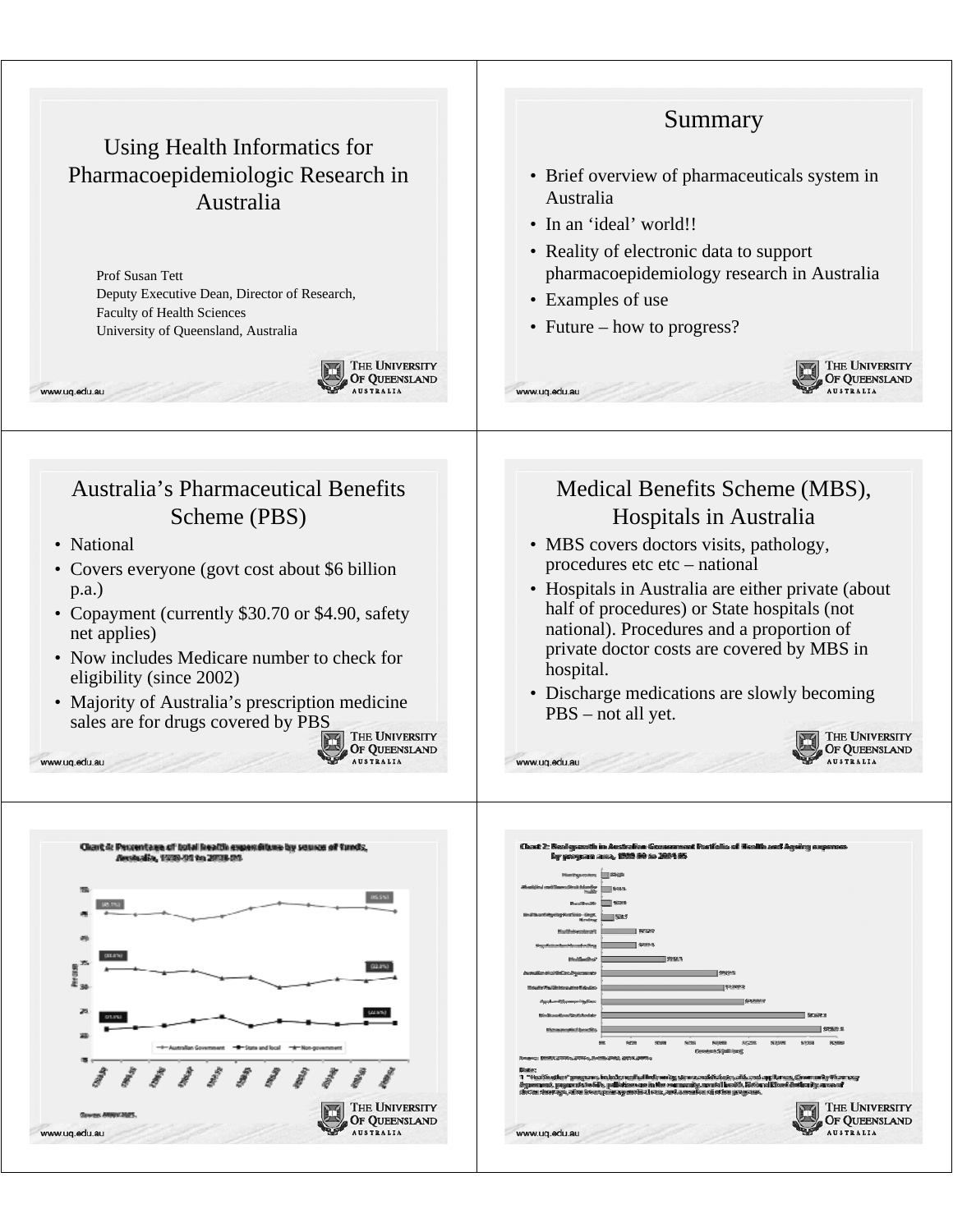# Using Health Informatics for Pharmacoepidemiologic Research in Australia

Prof Susan Tett
Deputy Executive Dean, Director of Research,
Faculty of Health Sciences
University of Queensland, Australia

## Summary

- Brief overview of pharmaceuticals system in Australia
- In an 'ideal' world!!
- Reality of electronic data to support pharmacoepidemiology research in Australia
- Examples of use
- Future – how to progress?

## Australia's Pharmaceutical Benefits Scheme (PBS)

- National
- Covers everyone (govt cost about $6 billion p.a.)
- Copayment (currently $30.70 or $4.90, safety net applies)
- Now includes Medicare number to check for eligibility (since 2002)
- Majority of Australia's prescription medicine sales are for drugs covered by PBS

## Medical Benefits Scheme (MBS), Hospitals in Australia

- MBS covers doctors visits, pathology, procedures etc etc – national
- Hospitals in Australia are either private (about half of procedures) or State hospitals (not national). Procedures and a proportion of private doctor costs are covered by MBS in hospital.
- Discharge medications are slowly becoming PBS – not all yet.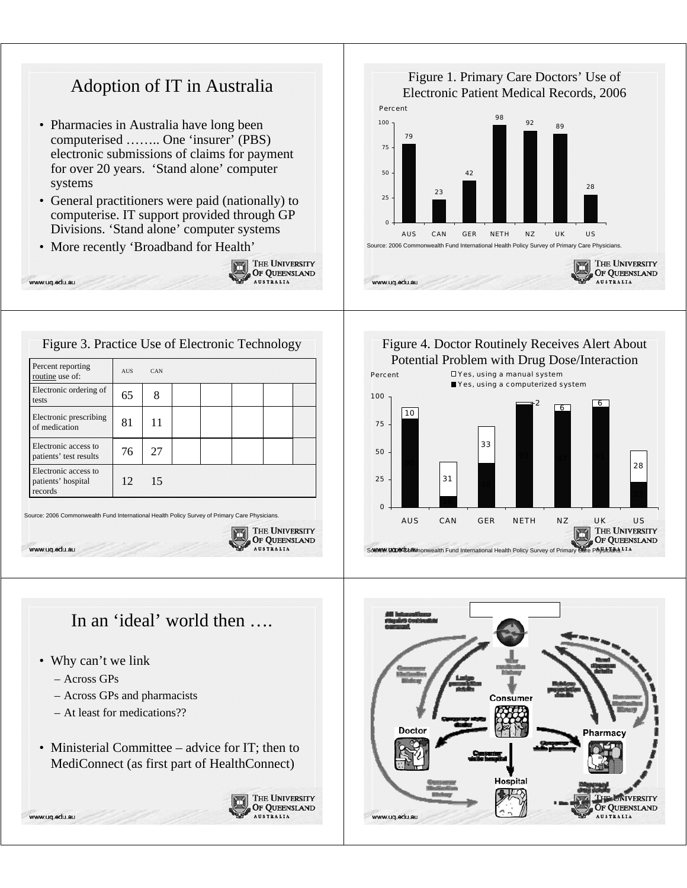# Adoption of IT in Australia

- Pharmacies in Australia have long been computerised …….. One 'insurer' (PBS) electronic submissions of claims for payment for over 20 years. 'Stand alone' computer systems
- General practitioners were paid (nationally) to computerise. IT support provided through GP Divisions. 'Stand alone' computer systems
- More recently 'Broadband for Health'

# Figure 1. Primary Care Doctors' Use of Electronic Patient Medical Records, 2006

| Country | Percent |
|---|---|
| AUS | 79 |
| CAN | 23 |
| GER | 42 |
| NETH | 98 |
| NZ | 92 |
| UK | 89 |
| US | 28 |

Source: 2006 Commonwealth Fund International Health Policy Survey of Primary Care Physicians.

# Figure 3. Practice Use of Electronic Technology

| Percent reporting routine use of: | AUS | CAN | | | | | |
|---|---|---|---|---|---|---|---|
| Electronic ordering of tests | 65 | 8 | | | | | |
| Electronic prescribing of medication | 81 | 11 | | | | | |
| Electronic access to patients' test results | 76 | 27 | | | | | |
| Electronic access to patients' hospital records | 12 | 15 | | | | | |

Source: 2006 Commonwealth Fund International Health Policy Survey of Primary Care Physicians.

# Figure 4. Doctor Routinely Receives Alert About Potential Problem with Drug Dose/Interaction

| Country | Yes, using a computerized system (%) | Yes, using a manual system (%) |
|---|---|---|
| AUS | 80 | 10 |
| CAN | 10 | 31 |
| GER | 40 | 33 |
| NETH | 93 | 2 |
| NZ | 87 | 6 |
| UK | 91 | 6 |
| US | 23 | 28 |

Source: 2006 Commonwealth Fund International Health Policy Survey of Primary Care Physicians.

# In an 'ideal' world then ….

- Why can't we link
  - Across GPs
  - Across GPs and pharmacists
  - At least for medications??
- Ministerial Committee – advice for IT; then to MediConnect (as first part of HealthConnect)

Consumer

Doctor

Pharmacy

Hospital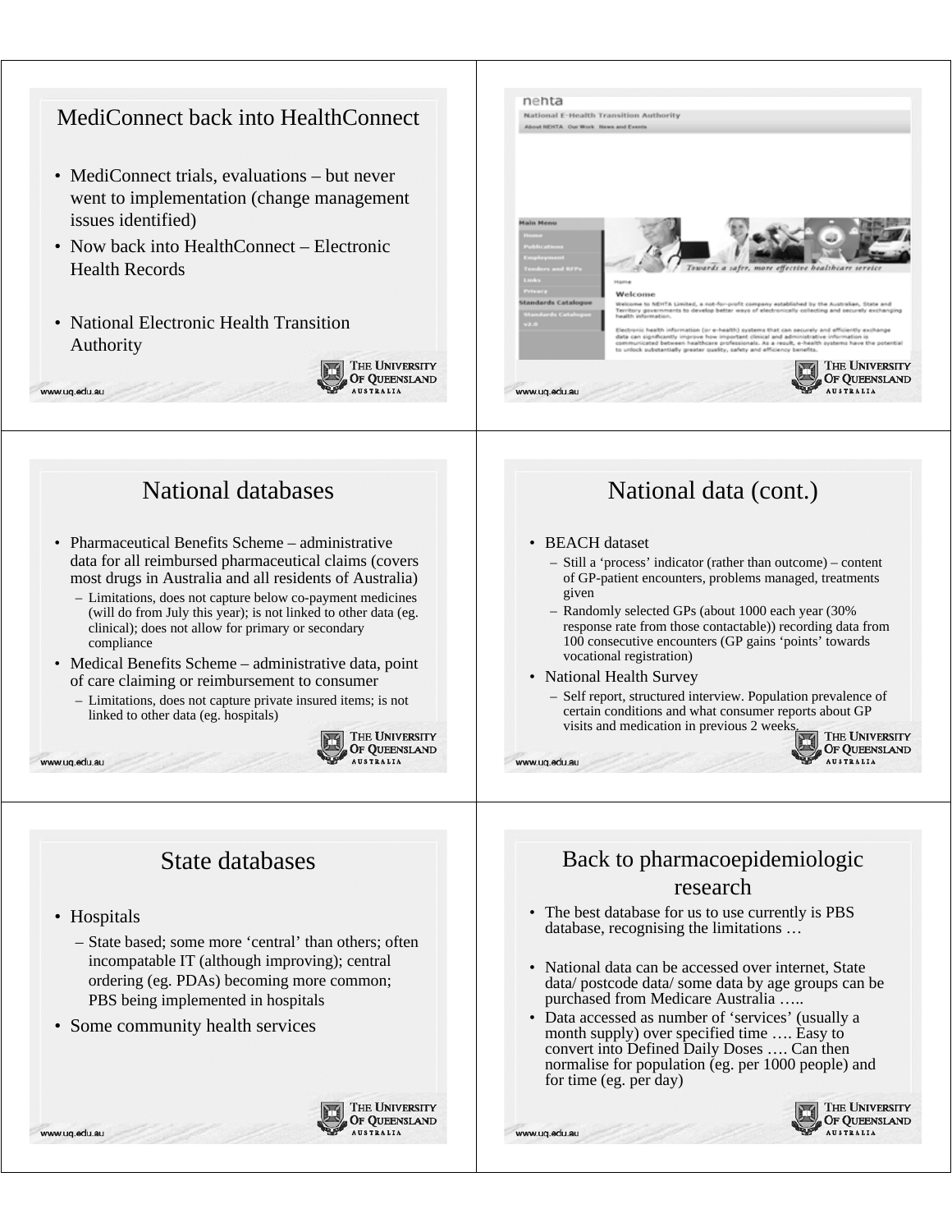## MediConnect back into HealthConnect

- MediConnect trials, evaluations – but never went to implementation (change management issues identified)
- Now back into HealthConnect – Electronic Health Records
- National Electronic Health Transition Authority

nehta

National E-Health Transition Authority

About NEHTA Our Work News and Events

Main Menu: Home, Publications, Employment, Tenders and RFPs, Links, Privacy, Standards Catalogue, Standards Catalogue v2.0

Towards a safer, more effective healthcare service

Home

**Welcome**

Welcome to NEHTA Limited, a not-for-profit company established by the Australian, State and Territory governments to develop better ways of electronically collecting and securely exchanging health information.

Electronic health information (or e-health) systems that can securely and efficiently exchange data can significantly improve how important clinical and administrative information is communicated between healthcare professionals. As a result, e-health systems have the potential to unlock substantially greater quality, safety and efficiency benefits.

## National databases

- Pharmaceutical Benefits Scheme – administrative data for all reimbursed pharmaceutical claims (covers most drugs in Australia and all residents of Australia)
  - Limitations, does not capture below co-payment medicines (will do from July this year); is not linked to other data (eg. clinical); does not allow for primary or secondary compliance
- Medical Benefits Scheme – administrative data, point of care claiming or reimbursement to consumer
  - Limitations, does not capture private insured items; is not linked to other data (eg. hospitals)

## National data (cont.)

- BEACH dataset
  - Still a 'process' indicator (rather than outcome) – content of GP-patient encounters, problems managed, treatments given
  - Randomly selected GPs (about 1000 each year (30% response rate from those contactable)) recording data from 100 consecutive encounters (GP gains 'points' towards vocational registration)
- National Health Survey
  - Self report, structured interview. Population prevalence of certain conditions and what consumer reports about GP visits and medication in previous 2 weeks.

## State databases

- Hospitals
  - State based; some more 'central' than others; often incompatable IT (although improving); central ordering (eg. PDAs) becoming more common; PBS being implemented in hospitals
- Some community health services

## Back to pharmacoepidemiologic research

- The best database for us to use currently is PBS database, recognising the limitations …
- National data can be accessed over internet, State data/ postcode data/ some data by age groups can be purchased from Medicare Australia …..
- Data accessed as number of 'services' (usually a month supply) over specified time …. Easy to convert into Defined Daily Doses …. Can then normalise for population (eg. per 1000 people) and for time (eg. per day)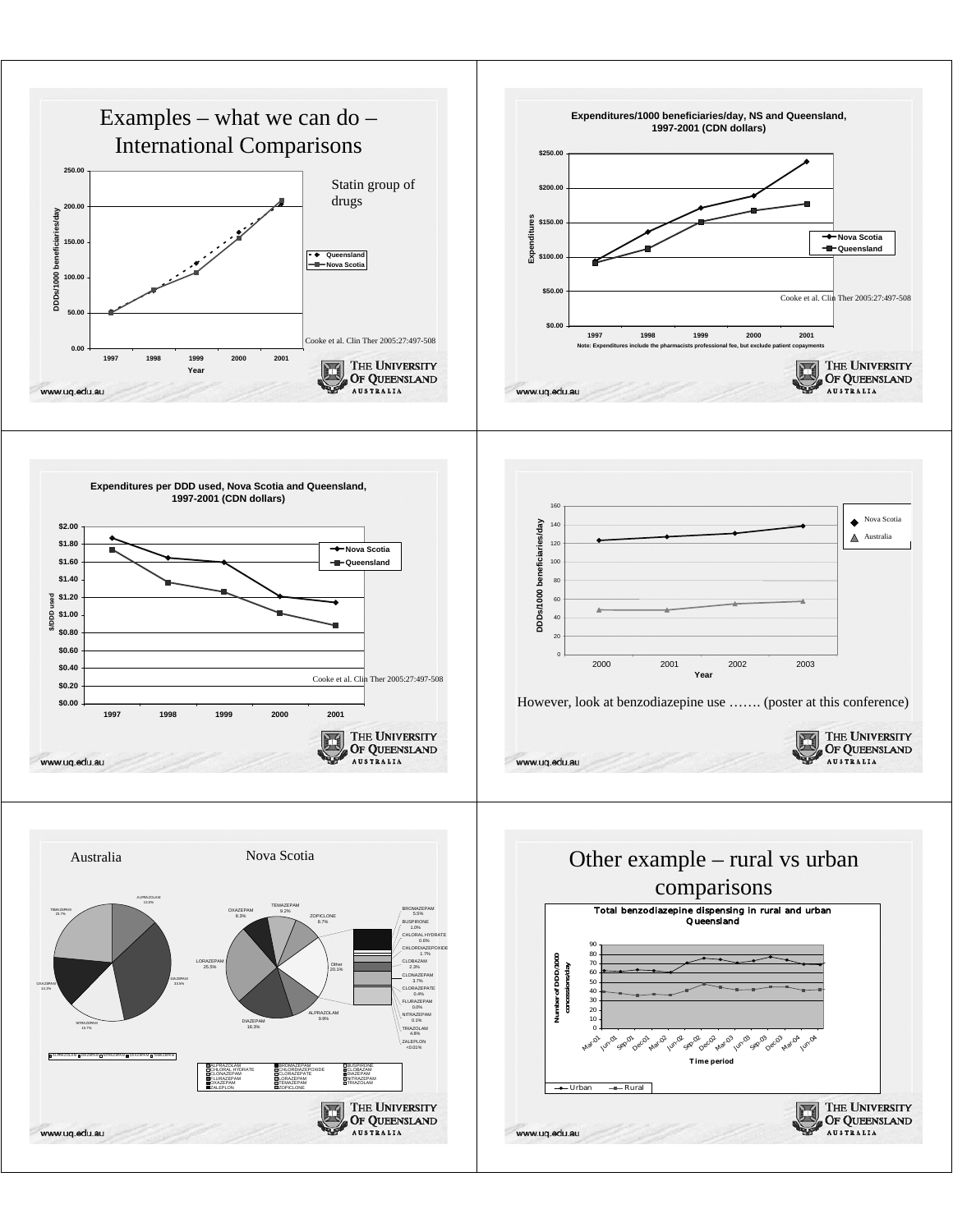# Examples – what we can do – International Comparisons

Statin group of drugs

Cooke et al. Clin Ther 2005:27:497-508

DDDs/1000 beneficiaries/day — Queensland, Nova Scotia — Year 1997–2001

www.uq.edu.au

THE UNIVERSITY OF QUEENSLAND AUSTRALIA

---

**Expenditures/1000 beneficiaries/day, NS and Queensland, 1997-2001 (CDN dollars)**

Cooke et al. Clin Ther 2005:27:497-508

Note: Expenditures include the pharmacists professional fee, but exclude patient copayments

www.uq.edu.au

THE UNIVERSITY OF QUEENSLAND AUSTRALIA

---

**Expenditures per DDD used, Nova Scotia and Queensland, 1997-2001 (CDN dollars)**

Cooke et al. Clin Ther 2005:27:497-508

www.uq.edu.au

THE UNIVERSITY OF QUEENSLAND AUSTRALIA

---

DDDs/1000 beneficiaries/day — Nova Scotia, Australia — Year 2000–2003

However, look at benzodiazepine use ……. (poster at this conference)

www.uq.edu.au

THE UNIVERSITY OF QUEENSLAND AUSTRALIA

---

Australia

Nova Scotia

www.uq.edu.au

THE UNIVERSITY OF QUEENSLAND AUSTRALIA

---

# Other example – rural vs urban comparisons

**Total benzodiazepine dispensing in rural and urban Queensland**

Number of DDD/1000 concessions/day — Time period — Urban, Rural

www.uq.edu.au

THE UNIVERSITY OF QUEENSLAND AUSTRALIA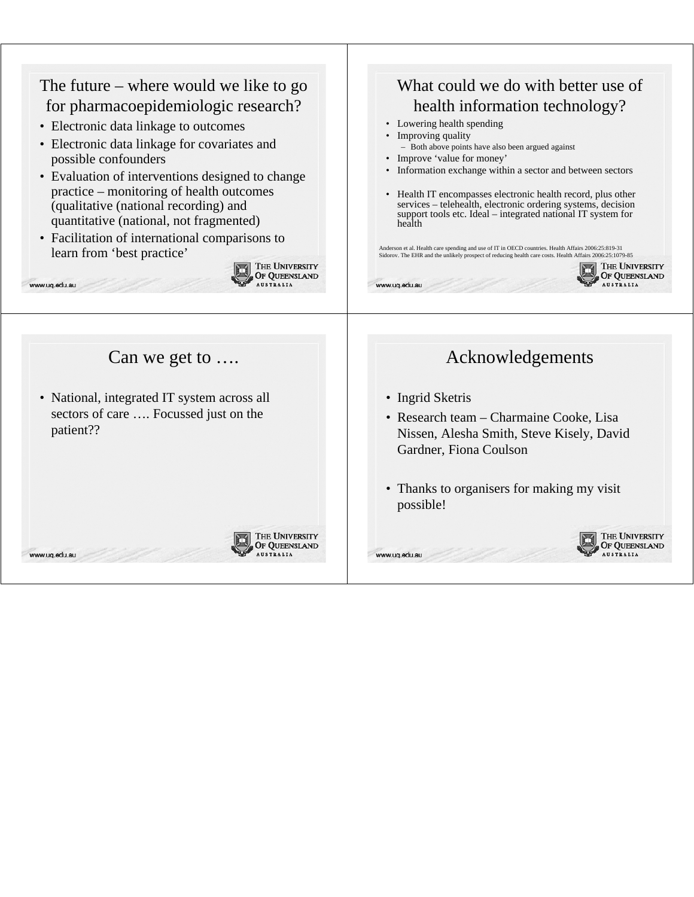## The future – where would we like to go for pharmacoepidemiologic research?

- Electronic data linkage to outcomes
- Electronic data linkage for covariates and possible confounders
- Evaluation of interventions designed to change practice – monitoring of health outcomes (qualitative (national recording) and quantitative (national, not fragmented)
- Facilitation of international comparisons to learn from 'best practice'

## What could we do with better use of health information technology?

- Lowering health spending
- Improving quality
  - Both above points have also been argued against
- Improve 'value for money'
- Information exchange within a sector and between sectors

- Health IT encompasses electronic health record, plus other services – telehealth, electronic ordering systems, decision support tools etc. Ideal – integrated national IT system for health

Anderson et al. Health care spending and use of IT in OECD countries. Health Affairs 2006:25:819-31
Sidorov. The EHR and the unlikely prospect of reducing health care costs. Health Affairs 2006:25:1079-85

## Can we get to ….

- National, integrated IT system across all sectors of care …. Focussed just on the patient??

## Acknowledgements

- Ingrid Sketris
- Research team – Charmaine Cooke, Lisa Nissen, Alesha Smith, Steve Kisely, David Gardner, Fiona Coulson

- Thanks to organisers for making my visit possible!